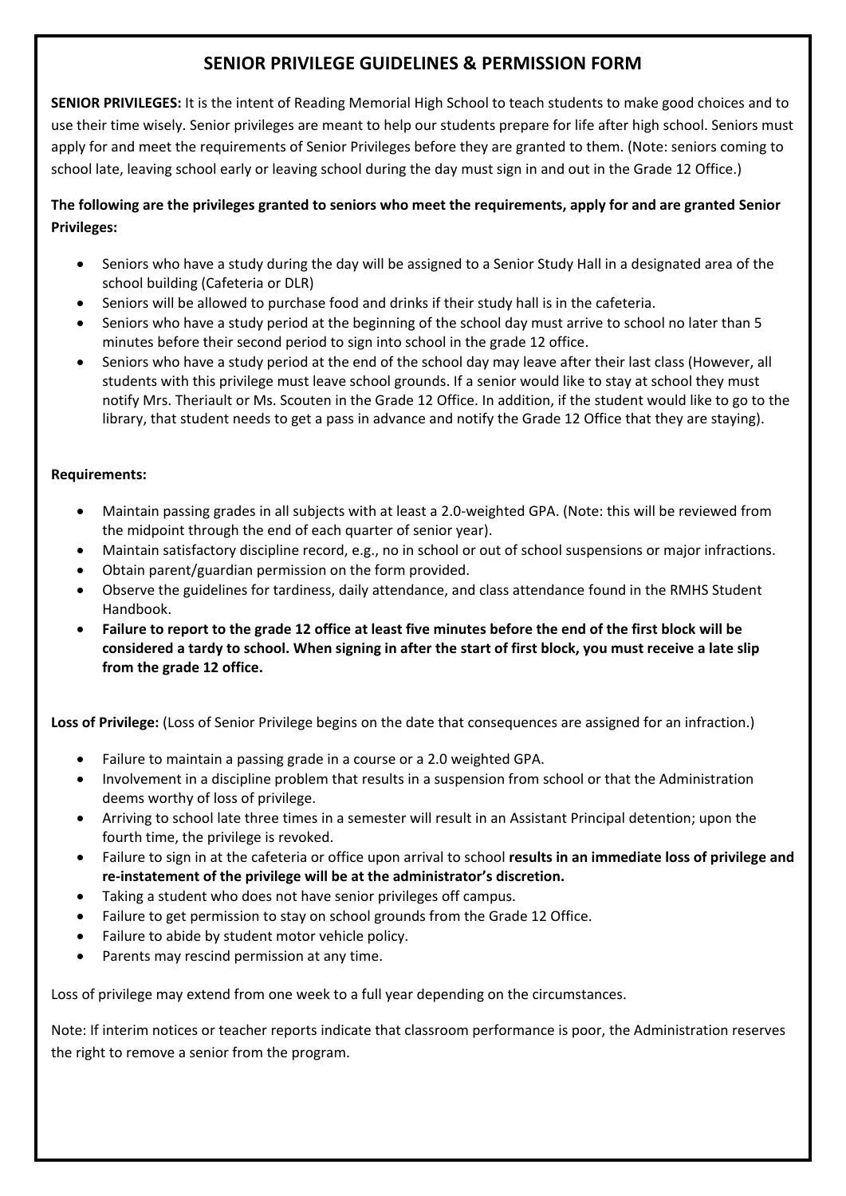# SENIOR PRIVILEGE GUIDELINES & PERMISSION FORM

**SENIOR PRIVILEGES:** It is the intent of Reading Memorial High School to teach students to make good choices and to use their time wisely. Senior privileges are meant to help our students prepare for life after high school. Seniors must apply for and meet the requirements of Senior Privileges before they are granted to them. (Note: seniors coming to school late, leaving school early or leaving school during the day must sign in and out in the Grade 12 Office.)

**The following are the privileges granted to seniors who meet the requirements, apply for and are granted Senior Privileges:**

- Seniors who have a study during the day will be assigned to a Senior Study Hall in a designated area of the school building (Cafeteria or DLR)
- Seniors will be allowed to purchase food and drinks if their study hall is in the cafeteria.
- Seniors who have a study period at the beginning of the school day must arrive to school no later than 5 minutes before their second period to sign into school in the grade 12 office.
- Seniors who have a study period at the end of the school day may leave after their last class (However, all students with this privilege must leave school grounds. If a senior would like to stay at school they must notify Mrs. Theriault or Ms. Scouten in the Grade 12 Office. In addition, if the student would like to go to the library, that student needs to get a pass in advance and notify the Grade 12 Office that they are staying).

**Requirements:**

- Maintain passing grades in all subjects with at least a 2.0-weighted GPA. (Note: this will be reviewed from the midpoint through the end of each quarter of senior year).
- Maintain satisfactory discipline record, e.g., no in school or out of school suspensions or major infractions.
- Obtain parent/guardian permission on the form provided.
- Observe the guidelines for tardiness, daily attendance, and class attendance found in the RMHS Student Handbook.
- **Failure to report to the grade 12 office at least five minutes before the end of the first block will be considered a tardy to school. When signing in after the start of first block, you must receive a late slip from the grade 12 office.**

**Loss of Privilege:** (Loss of Senior Privilege begins on the date that consequences are assigned for an infraction.)

- Failure to maintain a passing grade in a course or a 2.0 weighted GPA.
- Involvement in a discipline problem that results in a suspension from school or that the Administration deems worthy of loss of privilege.
- Arriving to school late three times in a semester will result in an Assistant Principal detention; upon the fourth time, the privilege is revoked.
- Failure to sign in at the cafeteria or office upon arrival to school **results in an immediate loss of privilege and re-instatement of the privilege will be at the administrator's discretion.**
- Taking a student who does not have senior privileges off campus.
- Failure to get permission to stay on school grounds from the Grade 12 Office.
- Failure to abide by student motor vehicle policy.
- Parents may rescind permission at any time.

Loss of privilege may extend from one week to a full year depending on the circumstances.

Note: If interim notices or teacher reports indicate that classroom performance is poor, the Administration reserves the right to remove a senior from the program.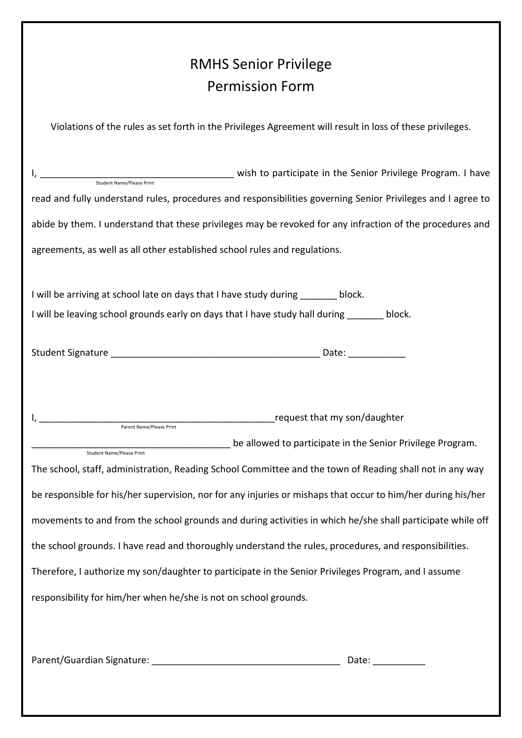# RMHS Senior Privilege Permission Form

Violations of the rules as set forth in the Privileges Agreement will result in loss of these privileges.

I, ______________________________________ wish to participate in the Senior Privilege Program. I have
Student Name/Please Print

read and fully understand rules, procedures and responsibilities governing Senior Privileges and I agree to abide by them. I understand that these privileges may be revoked for any infraction of the procedures and agreements, as well as all other established school rules and regulations.

I will be arriving at school late on days that I have study during _______ block.

I will be leaving school grounds early on days that I have study hall during _______ block.

Student Signature ________________________________________ Date: ___________

I, ______________________________________________request that my son/daughter
Parent Name/Please Print

_______________________________________ be allowed to participate in the Senior Privilege Program.
Student Name/Please Print

The school, staff, administration, Reading School Committee and the town of Reading shall not in any way be responsible for his/her supervision, nor for any injuries or mishaps that occur to him/her during his/her movements to and from the school grounds and during activities in which he/she shall participate while off the school grounds. I have read and thoroughly understand the rules, procedures, and responsibilities. Therefore, I authorize my son/daughter to participate in the Senior Privileges Program, and I assume responsibility for him/her when he/she is not on school grounds.

Parent/Guardian Signature: ____________________________________ Date: __________